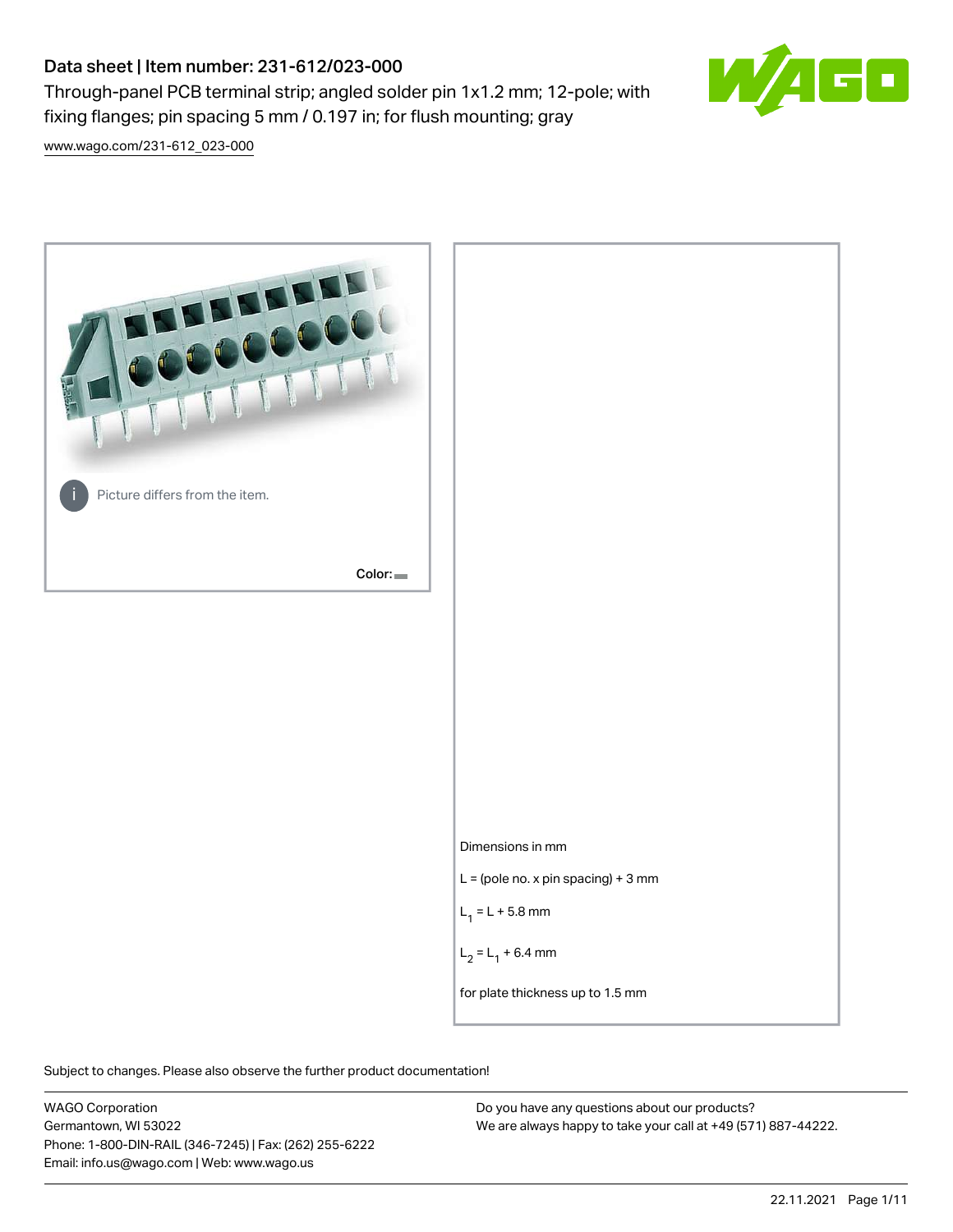# Data sheet | Item number: 231-612/023-000

Through-panel PCB terminal strip; angled solder pin 1x1.2 mm; 12-pole; with fixing flanges; pin spacing 5 mm / 0.197 in; for flush mounting; gray

www.wago.com/231-612_023-000

Picture differs from the item.

Color:

Dimensions in mm

L = (pole no. x pin spacing) + 3 mm

$L_1 = L + 5.8$ mm

$L_2 = L_1 + 6.4$ mm

for plate thickness up to 1.5 mm

Subject to changes. Please also observe the further product documentation!

WAGO Corporation
Germantown, WI 53022
Phone: 1-800-DIN-RAIL (346-7245) | Fax: (262) 255-6222
Email: info.us@wago.com | Web: www.wago.us

Do you have any questions about our products?
We are always happy to take your call at +49 (571) 887-44222.

22.11.2021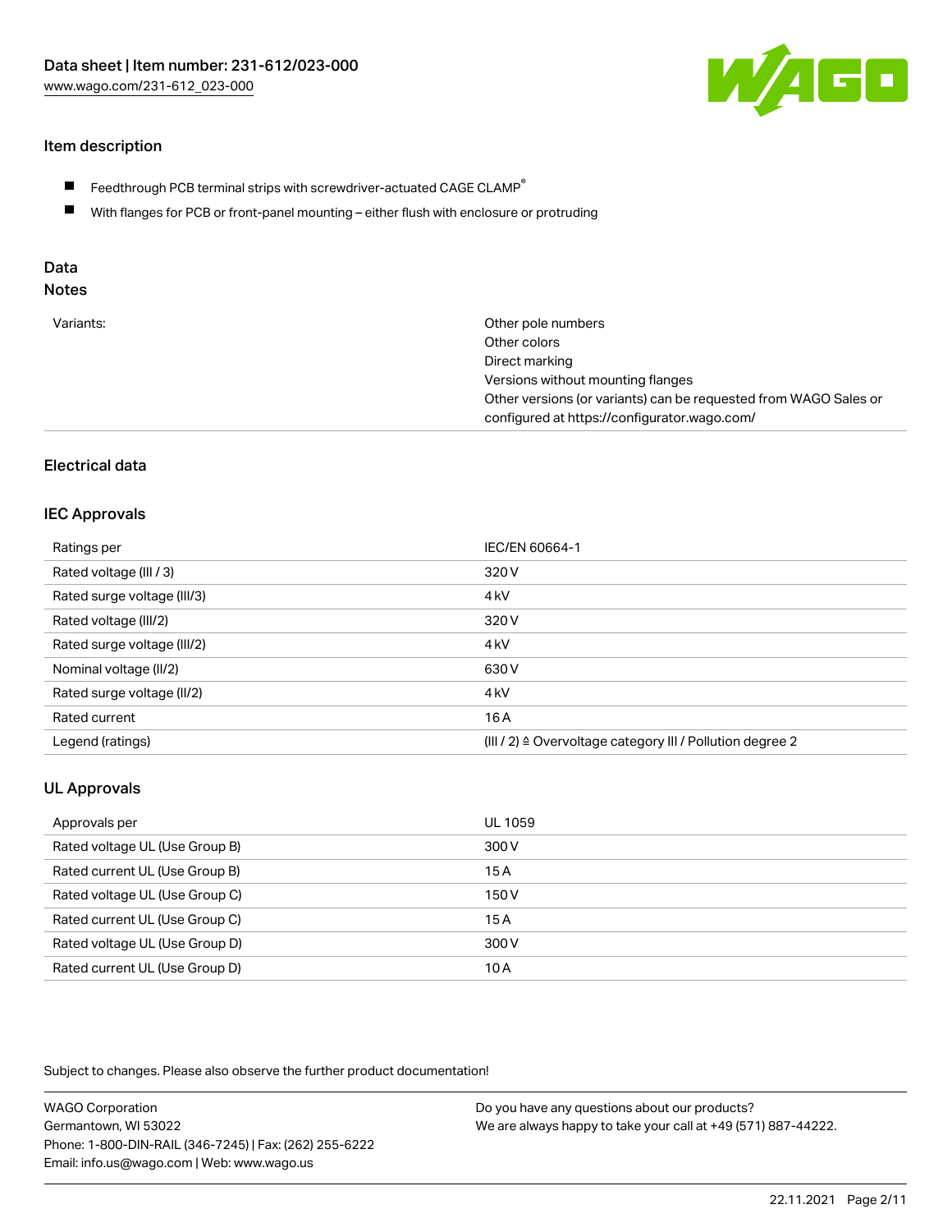## Item description

- Feedthrough PCB terminal strips with screwdriver-actuated CAGE CLAMP®
- With flanges for PCB or front-panel mounting – either flush with enclosure or protruding

## Data

### Notes

| | |
|---|---|
| Variants: | Other pole numbers<br>Other colors<br>Direct marking<br>Versions without mounting flanges<br>Other versions (or variants) can be requested from WAGO Sales or configured at https://configurator.wago.com/ |

## Electrical data

### IEC Approvals

| | |
|---|---|
| Ratings per | IEC/EN 60664-1 |
| Rated voltage (III / 3) | 320 V |
| Rated surge voltage (III/3) | 4 kV |
| Rated voltage (III/2) | 320 V |
| Rated surge voltage (III/2) | 4 kV |
| Nominal voltage (II/2) | 630 V |
| Rated surge voltage (II/2) | 4 kV |
| Rated current | 16 A |
| Legend (ratings) | (III / 2) ≙ Overvoltage category III / Pollution degree 2 |

### UL Approvals

| | |
|---|---|
| Approvals per | UL 1059 |
| Rated voltage UL (Use Group B) | 300 V |
| Rated current UL (Use Group B) | 15 A |
| Rated voltage UL (Use Group C) | 150 V |
| Rated current UL (Use Group C) | 15 A |
| Rated voltage UL (Use Group D) | 300 V |
| Rated current UL (Use Group D) | 10 A |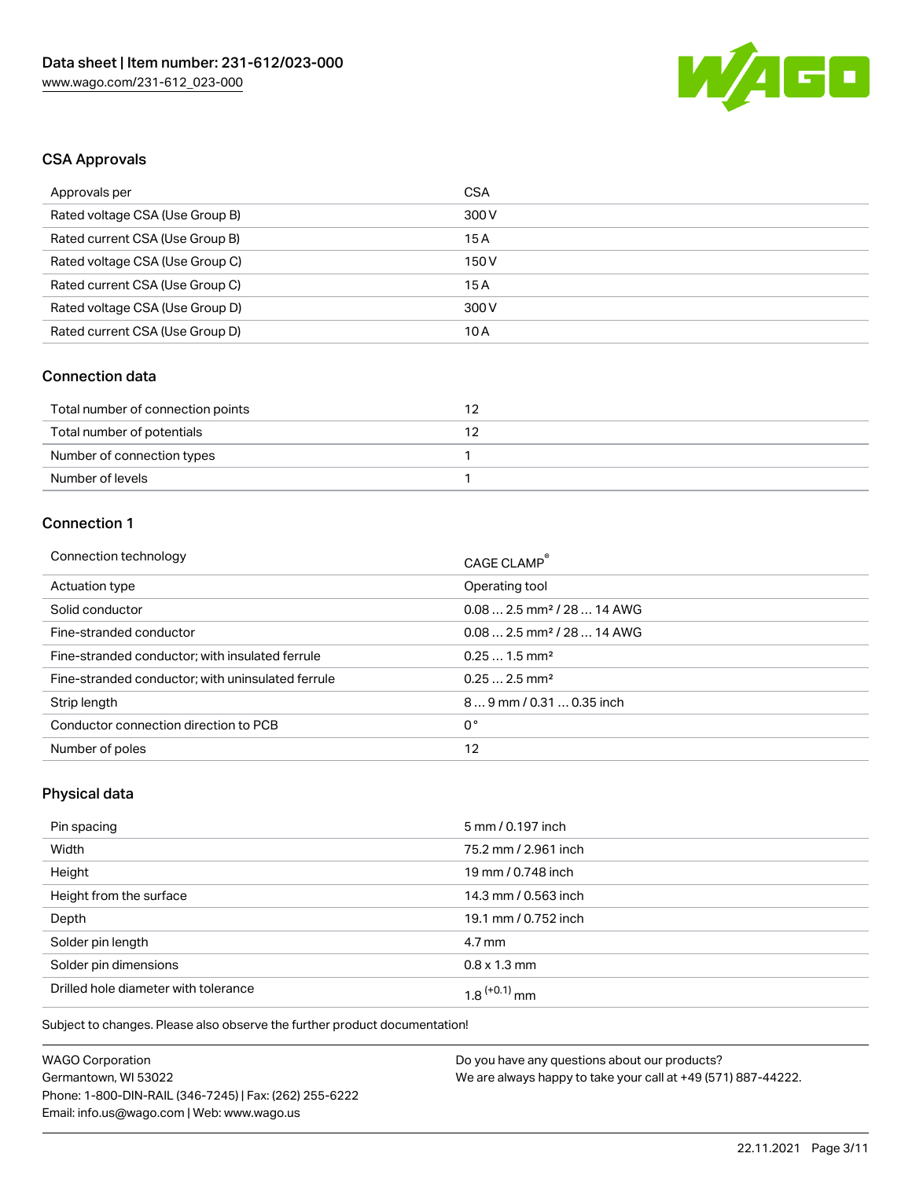## CSA Approvals

| Approvals per | CSA |
| --- | --- |
| Rated voltage CSA (Use Group B) | 300 V |
| Rated current CSA (Use Group B) | 15 A |
| Rated voltage CSA (Use Group C) | 150 V |
| Rated current CSA (Use Group C) | 15 A |
| Rated voltage CSA (Use Group D) | 300 V |
| Rated current CSA (Use Group D) | 10 A |

## Connection data

| Total number of connection points | 12 |
| --- | --- |
| Total number of potentials | 12 |
| Number of connection types | 1 |
| Number of levels | 1 |

## Connection 1

| Connection technology | CAGE CLAMP® |
| --- | --- |
| Actuation type | Operating tool |
| Solid conductor | 0.08 … 2.5 mm² / 28 … 14 AWG |
| Fine-stranded conductor | 0.08 … 2.5 mm² / 28 … 14 AWG |
| Fine-stranded conductor; with insulated ferrule | 0.25 … 1.5 mm² |
| Fine-stranded conductor; with uninsulated ferrule | 0.25 … 2.5 mm² |
| Strip length | 8 … 9 mm / 0.31 … 0.35 inch |
| Conductor connection direction to PCB | 0 ° |
| Number of poles | 12 |

## Physical data

| Pin spacing | 5 mm / 0.197 inch |
| --- | --- |
| Width | 75.2 mm / 2.961 inch |
| Height | 19 mm / 0.748 inch |
| Height from the surface | 14.3 mm / 0.563 inch |
| Depth | 19.1 mm / 0.752 inch |
| Solder pin length | 4.7 mm |
| Solder pin dimensions | 0.8 x 1.3 mm |
| Drilled hole diameter with tolerance | $1.8^{(+0.1)}$ mm |

Subject to changes. Please also observe the further product documentation!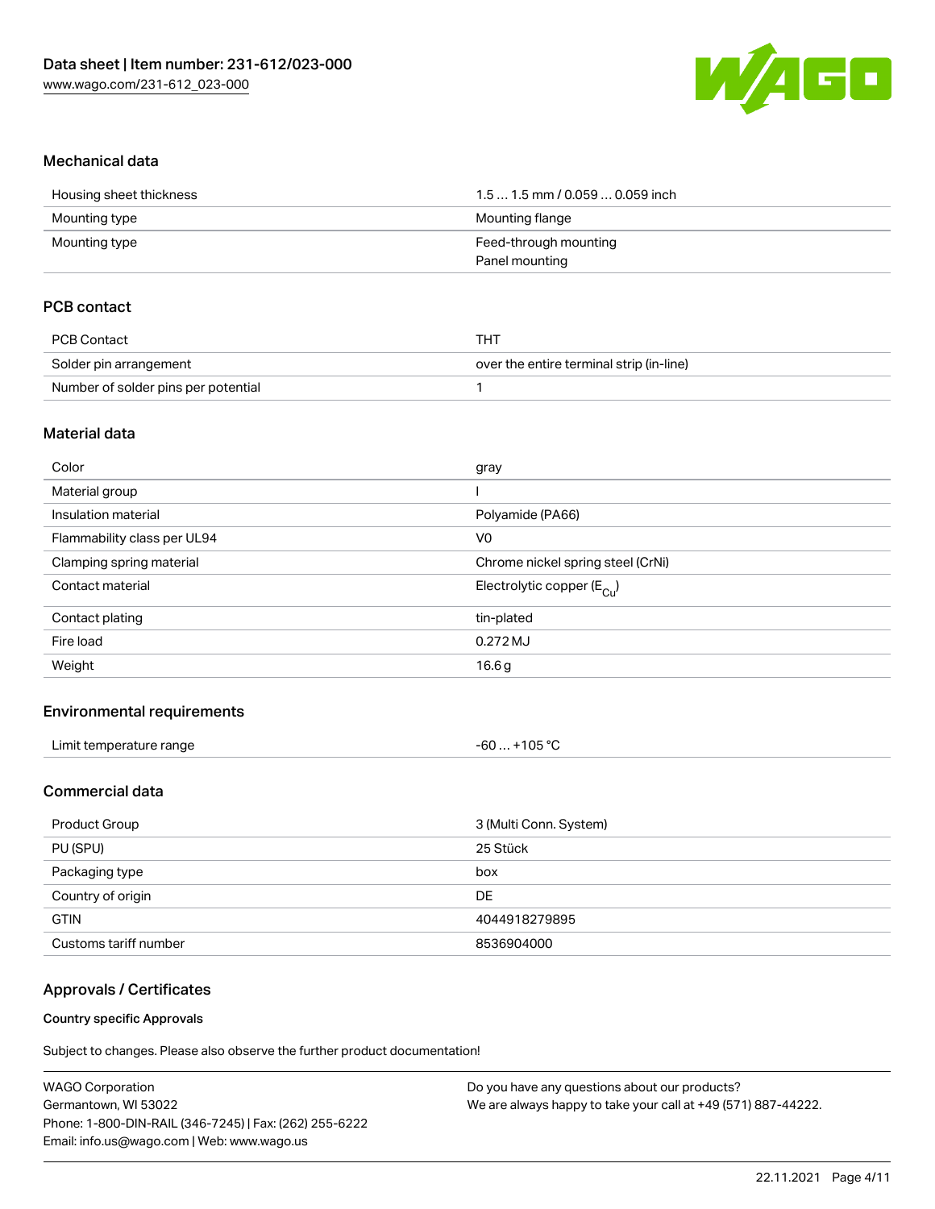## Mechanical data

| | |
|---|---|
| Housing sheet thickness | 1.5 … 1.5 mm / 0.059 … 0.059 inch |
| Mounting type | Mounting flange |
| Mounting type | Feed-through mounting<br>Panel mounting |

## PCB contact

| | |
|---|---|
| PCB Contact | THT |
| Solder pin arrangement | over the entire terminal strip (in-line) |
| Number of solder pins per potential | 1 |

## Material data

| | |
|---|---|
| Color | gray |
| Material group | I |
| Insulation material | Polyamide (PA66) |
| Flammability class per UL94 | V0 |
| Clamping spring material | Chrome nickel spring steel (CrNi) |
| Contact material | Electrolytic copper ($E_{Cu}$) |
| Contact plating | tin-plated |
| Fire load | 0.272 MJ |
| Weight | 16.6 g |

## Environmental requirements

| | |
|---|---|
| Limit temperature range | -60 … +105 °C |

## Commercial data

| | |
|---|---|
| Product Group | 3 (Multi Conn. System) |
| PU (SPU) | 25 Stück |
| Packaging type | box |
| Country of origin | DE |
| GTIN | 4044918279895 |
| Customs tariff number | 8536904000 |

## Approvals / Certificates

### Country specific Approvals

Subject to changes. Please also observe the further product documentation!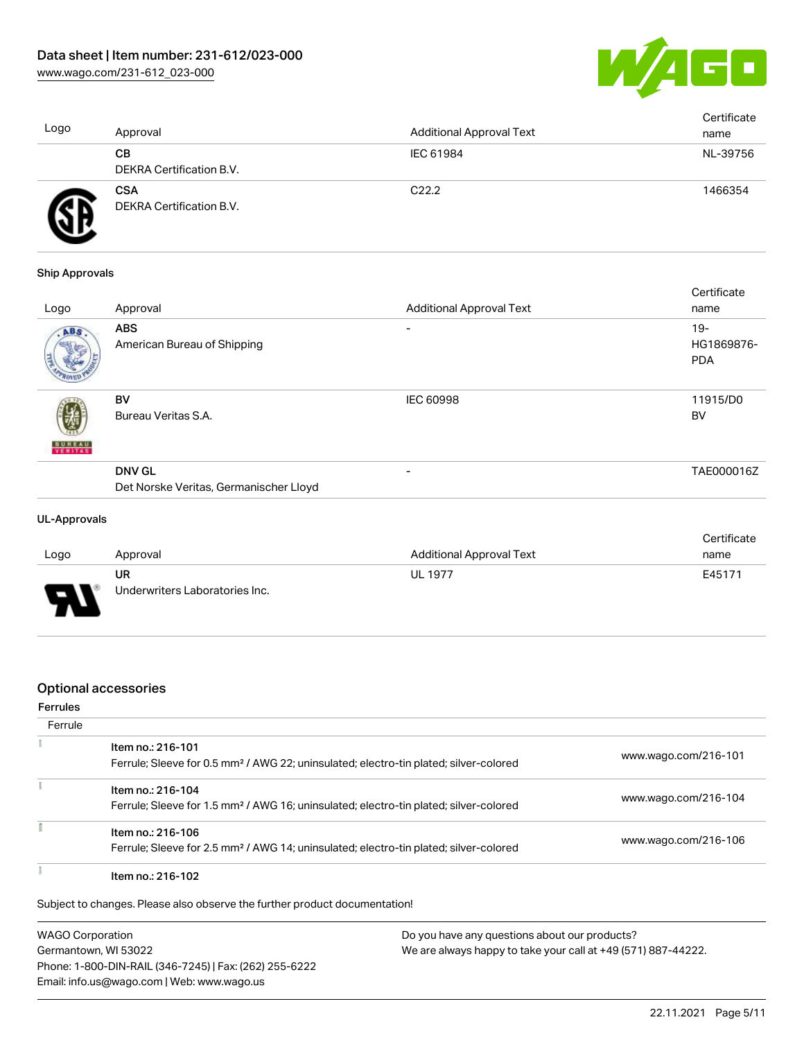| Logo | Approval | Additional Approval Text | Certificate name |
| --- | --- | --- | --- |
| | **CB**<br>DEKRA Certification B.V. | IEC 61984 | NL-39756 |
| | **CSA**<br>DEKRA Certification B.V. | C22.2 | 1466354 |

**Ship Approvals**

| Logo | Approval | Additional Approval Text | Certificate name |
| --- | --- | --- | --- |
| | **ABS**<br>American Bureau of Shipping | - | 19-HG1869876-PDA |
| | **BV**<br>Bureau Veritas S.A. | IEC 60998 | 11915/D0 BV |
| | **DNV GL**<br>Det Norske Veritas, Germanischer Lloyd | - | TAE000016Z |

**UL-Approvals**

| Logo | Approval | Additional Approval Text | Certificate name |
| --- | --- | --- | --- |
| | **UR**<br>Underwriters Laboratories Inc. | UL 1977 | E45171 |

## Optional accessories

**Ferrules**

| Ferrule | | |
| --- | --- | --- |
| | Item no.: 216-101<br>Ferrule; Sleeve for 0.5 mm² / AWG 22; uninsulated; electro-tin plated; silver-colored | www.wago.com/216-101 |
| | Item no.: 216-104<br>Ferrule; Sleeve for 1.5 mm² / AWG 16; uninsulated; electro-tin plated; silver-colored | www.wago.com/216-104 |
| | Item no.: 216-106<br>Ferrule; Sleeve for 2.5 mm² / AWG 14; uninsulated; electro-tin plated; silver-colored | www.wago.com/216-106 |
| | Item no.: 216-102 | |

Subject to changes. Please also observe the further product documentation!

WAGO Corporation
Germantown, WI 53022
Phone: 1-800-DIN-RAIL (346-7245) | Fax: (262) 255-6222
Email: info.us@wago.com | Web: www.wago.us

Do you have any questions about our products?
We are always happy to take your call at +49 (571) 887-44222.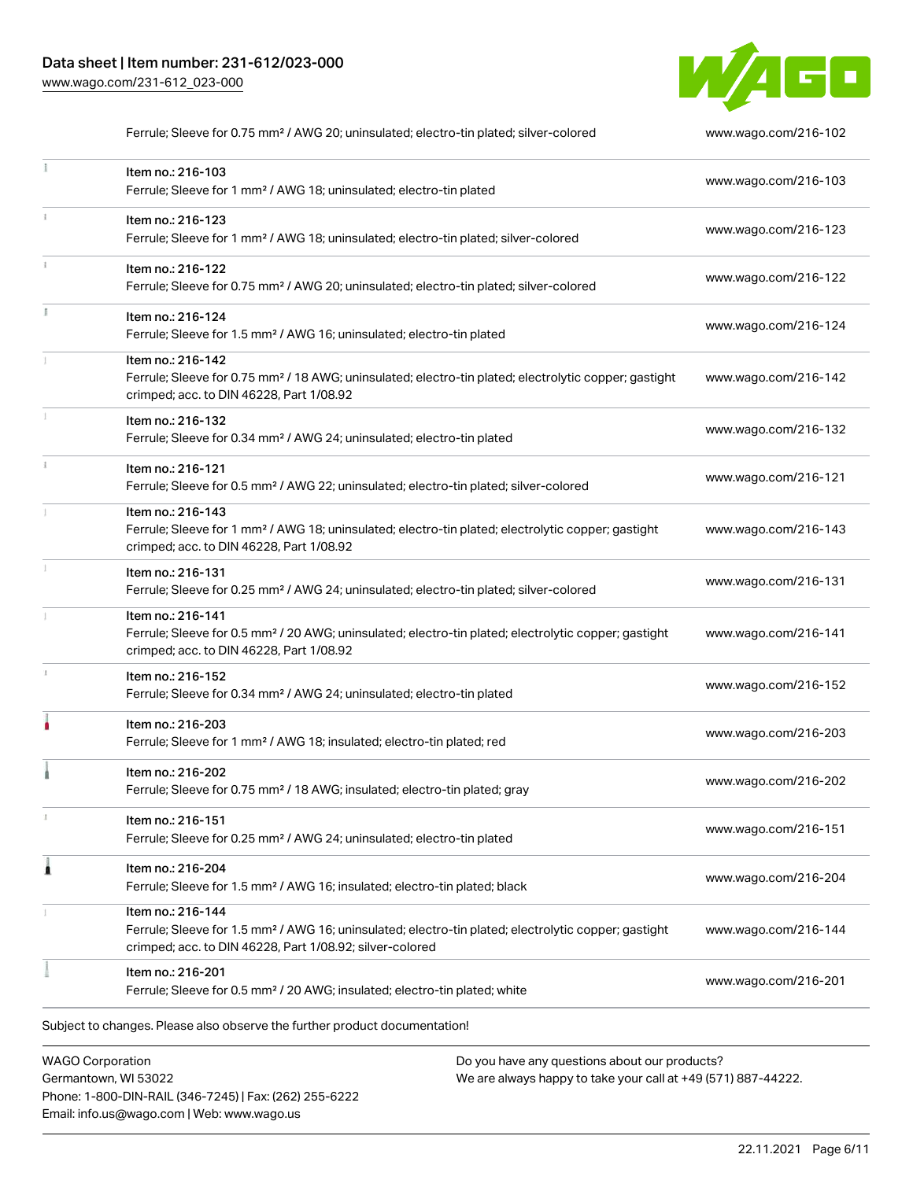| | | |
|---|---|---|
| | Ferrule; Sleeve for 0.75 mm² / AWG 20; uninsulated; electro-tin plated; silver-colored | www.wago.com/216-102 |
| | Item no.: 216-103<br>Ferrule; Sleeve for 1 mm² / AWG 18; uninsulated; electro-tin plated | www.wago.com/216-103 |
| | Item no.: 216-123<br>Ferrule; Sleeve for 1 mm² / AWG 18; uninsulated; electro-tin plated; silver-colored | www.wago.com/216-123 |
| | Item no.: 216-122<br>Ferrule; Sleeve for 0.75 mm² / AWG 20; uninsulated; electro-tin plated; silver-colored | www.wago.com/216-122 |
| | Item no.: 216-124<br>Ferrule; Sleeve for 1.5 mm² / AWG 16; uninsulated; electro-tin plated | www.wago.com/216-124 |
| | Item no.: 216-142<br>Ferrule; Sleeve for 0.75 mm² / 18 AWG; uninsulated; electro-tin plated; electrolytic copper; gastight crimped; acc. to DIN 46228, Part 1/08.92 | www.wago.com/216-142 |
| | Item no.: 216-132<br>Ferrule; Sleeve for 0.34 mm² / AWG 24; uninsulated; electro-tin plated | www.wago.com/216-132 |
| | Item no.: 216-121<br>Ferrule; Sleeve for 0.5 mm² / AWG 22; uninsulated; electro-tin plated; silver-colored | www.wago.com/216-121 |
| | Item no.: 216-143<br>Ferrule; Sleeve for 1 mm² / AWG 18; uninsulated; electro-tin plated; electrolytic copper; gastight crimped; acc. to DIN 46228, Part 1/08.92 | www.wago.com/216-143 |
| | Item no.: 216-131<br>Ferrule; Sleeve for 0.25 mm² / AWG 24; uninsulated; electro-tin plated; silver-colored | www.wago.com/216-131 |
| | Item no.: 216-141<br>Ferrule; Sleeve for 0.5 mm² / 20 AWG; uninsulated; electro-tin plated; electrolytic copper; gastight crimped; acc. to DIN 46228, Part 1/08.92 | www.wago.com/216-141 |
| | Item no.: 216-152<br>Ferrule; Sleeve for 0.34 mm² / AWG 24; uninsulated; electro-tin plated | www.wago.com/216-152 |
| | Item no.: 216-203<br>Ferrule; Sleeve for 1 mm² / AWG 18; insulated; electro-tin plated; red | www.wago.com/216-203 |
| | Item no.: 216-202<br>Ferrule; Sleeve for 0.75 mm² / 18 AWG; insulated; electro-tin plated; gray | www.wago.com/216-202 |
| | Item no.: 216-151<br>Ferrule; Sleeve for 0.25 mm² / AWG 24; uninsulated; electro-tin plated | www.wago.com/216-151 |
| | Item no.: 216-204<br>Ferrule; Sleeve for 1.5 mm² / AWG 16; insulated; electro-tin plated; black | www.wago.com/216-204 |
| | Item no.: 216-144<br>Ferrule; Sleeve for 1.5 mm² / AWG 16; uninsulated; electro-tin plated; electrolytic copper; gastight crimped; acc. to DIN 46228, Part 1/08.92; silver-colored | www.wago.com/216-144 |
| | Item no.: 216-201<br>Ferrule; Sleeve for 0.5 mm² / 20 AWG; insulated; electro-tin plated; white | www.wago.com/216-201 |

Subject to changes. Please also observe the further product documentation!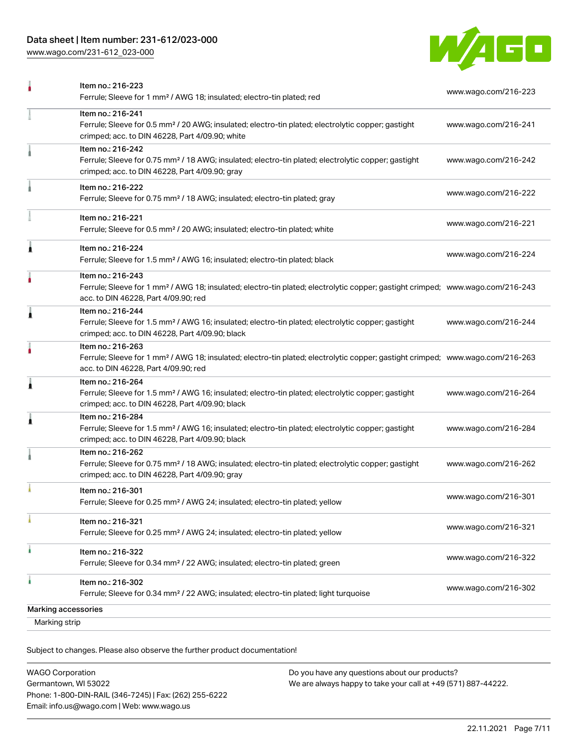| | | |
|---|---|---|
| | Item no.: 216-223<br>Ferrule; Sleeve for 1 mm² / AWG 18; insulated; electro-tin plated; red | www.wago.com/216-223 |
| | Item no.: 216-241<br>Ferrule; Sleeve for 0.5 mm² / 20 AWG; insulated; electro-tin plated; electrolytic copper; gastight crimped; acc. to DIN 46228, Part 4/09.90; white | www.wago.com/216-241 |
| | Item no.: 216-242<br>Ferrule; Sleeve for 0.75 mm² / 18 AWG; insulated; electro-tin plated; electrolytic copper; gastight crimped; acc. to DIN 46228, Part 4/09.90; gray | www.wago.com/216-242 |
| | Item no.: 216-222<br>Ferrule; Sleeve for 0.75 mm² / 18 AWG; insulated; electro-tin plated; gray | www.wago.com/216-222 |
| | Item no.: 216-221<br>Ferrule; Sleeve for 0.5 mm² / 20 AWG; insulated; electro-tin plated; white | www.wago.com/216-221 |
| | Item no.: 216-224<br>Ferrule; Sleeve for 1.5 mm² / AWG 16; insulated; electro-tin plated; black | www.wago.com/216-224 |
| | Item no.: 216-243<br>Ferrule; Sleeve for 1 mm² / AWG 18; insulated; electro-tin plated; electrolytic copper; gastight crimped; acc. to DIN 46228, Part 4/09.90; red | www.wago.com/216-243 |
| | Item no.: 216-244<br>Ferrule; Sleeve for 1.5 mm² / AWG 16; insulated; electro-tin plated; electrolytic copper; gastight crimped; acc. to DIN 46228, Part 4/09.90; black | www.wago.com/216-244 |
| | Item no.: 216-263<br>Ferrule; Sleeve for 1 mm² / AWG 18; insulated; electro-tin plated; electrolytic copper; gastight crimped; acc. to DIN 46228, Part 4/09.90; red | www.wago.com/216-263 |
| | Item no.: 216-264<br>Ferrule; Sleeve for 1.5 mm² / AWG 16; insulated; electro-tin plated; electrolytic copper; gastight crimped; acc. to DIN 46228, Part 4/09.90; black | www.wago.com/216-264 |
| | Item no.: 216-284<br>Ferrule; Sleeve for 1.5 mm² / AWG 16; insulated; electro-tin plated; electrolytic copper; gastight crimped; acc. to DIN 46228, Part 4/09.90; black | www.wago.com/216-284 |
| | Item no.: 216-262<br>Ferrule; Sleeve for 0.75 mm² / 18 AWG; insulated; electro-tin plated; electrolytic copper; gastight crimped; acc. to DIN 46228, Part 4/09.90; gray | www.wago.com/216-262 |
| | Item no.: 216-301<br>Ferrule; Sleeve for 0.25 mm² / AWG 24; insulated; electro-tin plated; yellow | www.wago.com/216-301 |
| | Item no.: 216-321<br>Ferrule; Sleeve for 0.25 mm² / AWG 24; insulated; electro-tin plated; yellow | www.wago.com/216-321 |
| | Item no.: 216-322<br>Ferrule; Sleeve for 0.34 mm² / 22 AWG; insulated; electro-tin plated; green | www.wago.com/216-322 |
| | Item no.: 216-302<br>Ferrule; Sleeve for 0.34 mm² / 22 AWG; insulated; electro-tin plated; light turquoise | www.wago.com/216-302 |

Marking accessories

Marking strip

Subject to changes. Please also observe the further product documentation!

WAGO Corporation
Germantown, WI 53022
Phone: 1-800-DIN-RAIL (346-7245) | Fax: (262) 255-6222
Email: info.us@wago.com | Web: www.wago.us

Do you have any questions about our products?
We are always happy to take your call at +49 (571) 887-44222.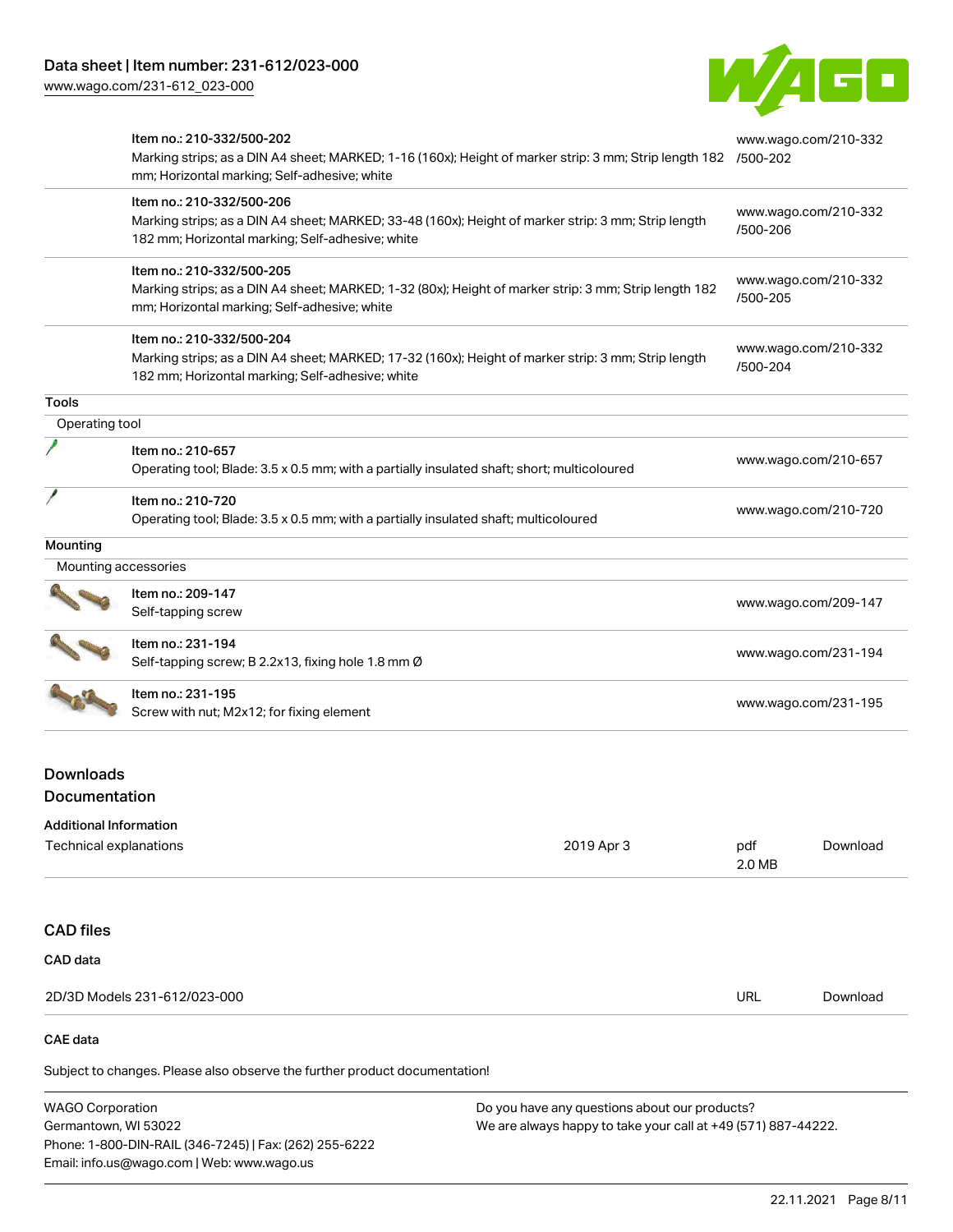| | | |
|---|---|---|
| | Item no.: 210-332/500-202<br>Marking strips; as a DIN A4 sheet; MARKED; 1-16 (160x); Height of marker strip: 3 mm; Strip length 182 mm; Horizontal marking; Self-adhesive; white | www.wago.com/210-332/500-202 |
| | Item no.: 210-332/500-206<br>Marking strips; as a DIN A4 sheet; MARKED; 33-48 (160x); Height of marker strip: 3 mm; Strip length 182 mm; Horizontal marking; Self-adhesive; white | www.wago.com/210-332/500-206 |
| | Item no.: 210-332/500-205<br>Marking strips; as a DIN A4 sheet; MARKED; 1-32 (80x); Height of marker strip: 3 mm; Strip length 182 mm; Horizontal marking; Self-adhesive; white | www.wago.com/210-332/500-205 |
| | Item no.: 210-332/500-204<br>Marking strips; as a DIN A4 sheet; MARKED; 17-32 (160x); Height of marker strip: 3 mm; Strip length 182 mm; Horizontal marking; Self-adhesive; white | www.wago.com/210-332/500-204 |

**Tools**

Operating tool

| | | |
|---|---|---|
| | Item no.: 210-657<br>Operating tool; Blade: 3.5 x 0.5 mm; with a partially insulated shaft; short; multicoloured | www.wago.com/210-657 |
| | Item no.: 210-720<br>Operating tool; Blade: 3.5 x 0.5 mm; with a partially insulated shaft; multicoloured | www.wago.com/210-720 |

**Mounting**

Mounting accessories

| | | |
|---|---|---|
| | Item no.: 209-147<br>Self-tapping screw | www.wago.com/209-147 |
| | Item no.: 231-194<br>Self-tapping screw; B 2.2x13, fixing hole 1.8 mm Ø | www.wago.com/231-194 |
| | Item no.: 231-195<br>Screw with nut; M2x12; for fixing element | www.wago.com/231-195 |

## Downloads

## Documentation

**Additional Information**

| | | | |
|---|---|---|---|
| Technical explanations | 2019 Apr 3 | pdf<br>2.0 MB | Download |

## CAD files

**CAD data**

| | | |
|---|---|---|
| 2D/3D Models 231-612/023-000 | URL | Download |

**CAE data**

Subject to changes. Please also observe the further product documentation!

WAGO Corporation
Germantown, WI 53022
Phone: 1-800-DIN-RAIL (346-7245) | Fax: (262) 255-6222
Email: info.us@wago.com | Web: www.wago.us

Do you have any questions about our products?
We are always happy to take your call at +49 (571) 887-44222.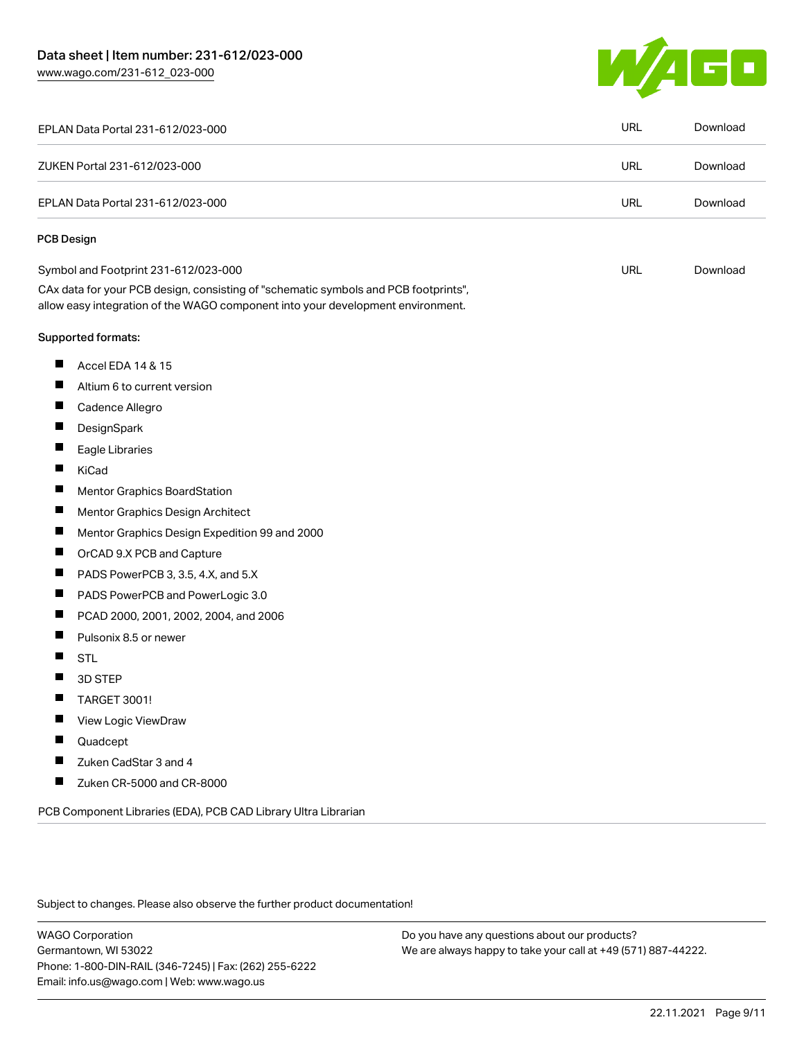| | | |
|---|---|---|
| EPLAN Data Portal 231-612/023-000 | URL | Download |
| ZUKEN Portal 231-612/023-000 | URL | Download |
| EPLAN Data Portal 231-612/023-000 | URL | Download |

**PCB Design**

| | | |
|---|---|---|
| Symbol and Footprint 231-612/023-000 | URL | Download |

CAx data for your PCB design, consisting of "schematic symbols and PCB footprints", allow easy integration of the WAGO component into your development environment.

Supported formats:

- Accel EDA 14 & 15
- Altium 6 to current version
- Cadence Allegro
- DesignSpark
- Eagle Libraries
- KiCad
- Mentor Graphics BoardStation
- Mentor Graphics Design Architect
- Mentor Graphics Design Expedition 99 and 2000
- OrCAD 9.X PCB and Capture
- PADS PowerPCB 3, 3.5, 4.X, and 5.X
- PADS PowerPCB and PowerLogic 3.0
- PCAD 2000, 2001, 2002, 2004, and 2006
- Pulsonix 8.5 or newer
- STL
- 3D STEP
- TARGET 3001!
- View Logic ViewDraw
- Quadcept
- Zuken CadStar 3 and 4
- Zuken CR-5000 and CR-8000

PCB Component Libraries (EDA), PCB CAD Library Ultra Librarian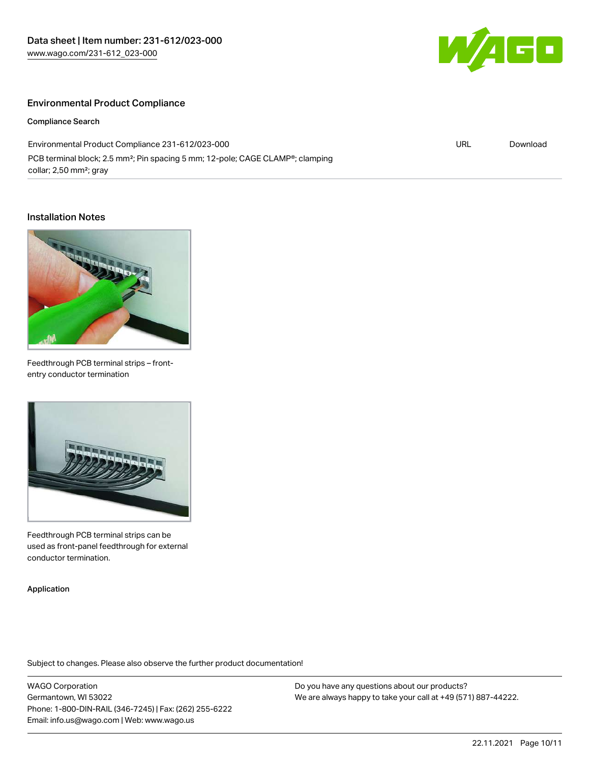## Environmental Product Compliance

### Compliance Search

| Environmental Product Compliance 231-612/023-000 | URL | Download |
| --- | --- | --- |
| PCB terminal block; 2.5 mm²; Pin spacing 5 mm; 12-pole; CAGE CLAMP®; clamping collar; 2,50 mm²; gray | | |

## Installation Notes

Feedthrough PCB terminal strips – front-entry conductor termination

Feedthrough PCB terminal strips can be used as front-panel feedthrough for external conductor termination.

### Application

Subject to changes. Please also observe the further product documentation!

WAGO Corporation
Germantown, WI 53022
Phone: 1-800-DIN-RAIL (346-7245) | Fax: (262) 255-6222
Email: info.us@wago.com | Web: www.wago.us

Do you have any questions about our products?
We are always happy to take your call at +49 (571) 887-44222.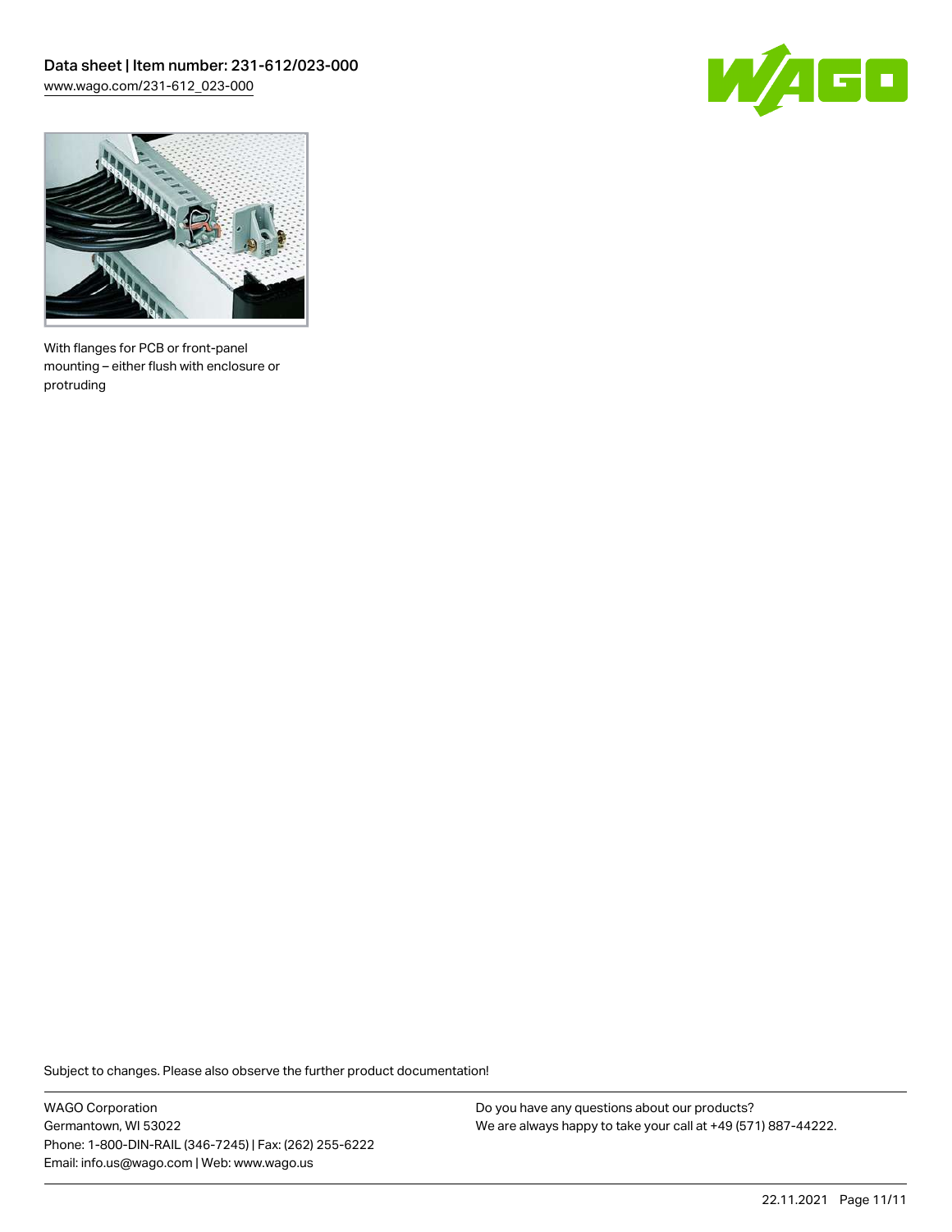With flanges for PCB or front-panel mounting – either flush with enclosure or protruding

Subject to changes. Please also observe the further product documentation!

WAGO Corporation
Germantown, WI 53022
Phone: 1-800-DIN-RAIL (346-7245) | Fax: (262) 255-6222
Email: info.us@wago.com | Web: www.wago.us

Do you have any questions about our products?
We are always happy to take your call at +49 (571) 887-44222.